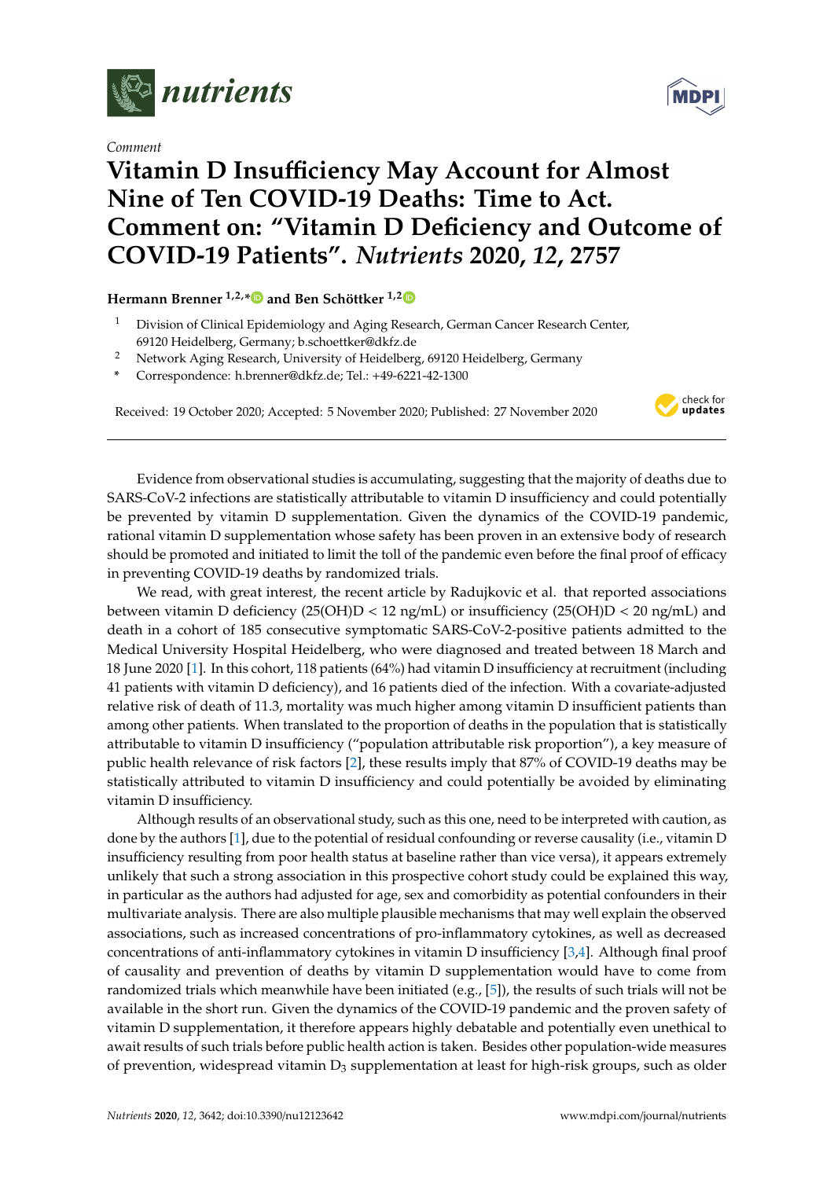*Comment*

# Vitamin D Insufficiency May Account for Almost Nine of Ten COVID-19 Deaths: Time to Act. Comment on: "Vitamin D Deficiency and Outcome of COVID-19 Patients". *Nutrients* 2020, *12*, 2757

**Hermann Brenner [1,2,*] and Ben Schöttker [1,2]**

[1] Division of Clinical Epidemiology and Aging Research, German Cancer Research Center, 69120 Heidelberg, Germany; b.schoettker@dkfz.de

[2] Network Aging Research, University of Heidelberg, 69120 Heidelberg, Germany

[*] Correspondence: h.brenner@dkfz.de; Tel.: +49-6221-42-1300

Received: 19 October 2020; Accepted: 5 November 2020; Published: 27 November 2020

---

Evidence from observational studies is accumulating, suggesting that the majority of deaths due to SARS-CoV-2 infections are statistically attributable to vitamin D insufficiency and could potentially be prevented by vitamin D supplementation. Given the dynamics of the COVID-19 pandemic, rational vitamin D supplementation whose safety has been proven in an extensive body of research should be promoted and initiated to limit the toll of the pandemic even before the final proof of efficacy in preventing COVID-19 deaths by randomized trials.

We read, with great interest, the recent article by Radujkovic et al. that reported associations between vitamin D deficiency (25(OH)D < 12 ng/mL) or insufficiency (25(OH)D < 20 ng/mL) and death in a cohort of 185 consecutive symptomatic SARS-CoV-2-positive patients admitted to the Medical University Hospital Heidelberg, who were diagnosed and treated between 18 March and 18 June 2020 [1]. In this cohort, 118 patients (64%) had vitamin D insufficiency at recruitment (including 41 patients with vitamin D deficiency), and 16 patients died of the infection. With a covariate-adjusted relative risk of death of 11.3, mortality was much higher among vitamin D insufficient patients than among other patients. When translated to the proportion of deaths in the population that is statistically attributable to vitamin D insufficiency ("population attributable risk proportion"), a key measure of public health relevance of risk factors [2], these results imply that 87% of COVID-19 deaths may be statistically attributed to vitamin D insufficiency and could potentially be avoided by eliminating vitamin D insufficiency.

Although results of an observational study, such as this one, need to be interpreted with caution, as done by the authors [1], due to the potential of residual confounding or reverse causality (i.e., vitamin D insufficiency resulting from poor health status at baseline rather than vice versa), it appears extremely unlikely that such a strong association in this prospective cohort study could be explained this way, in particular as the authors had adjusted for age, sex and comorbidity as potential confounders in their multivariate analysis. There are also multiple plausible mechanisms that may well explain the observed associations, such as increased concentrations of pro-inflammatory cytokines, as well as decreased concentrations of anti-inflammatory cytokines in vitamin D insufficiency [3,4]. Although final proof of causality and prevention of deaths by vitamin D supplementation would have to come from randomized trials which meanwhile have been initiated (e.g., [5]), the results of such trials will not be available in the short run. Given the dynamics of the COVID-19 pandemic and the proven safety of vitamin D supplementation, it therefore appears highly debatable and potentially even unethical to await results of such trials before public health action is taken. Besides other population-wide measures of prevention, widespread vitamin $D_3$ supplementation at least for high-risk groups, such as older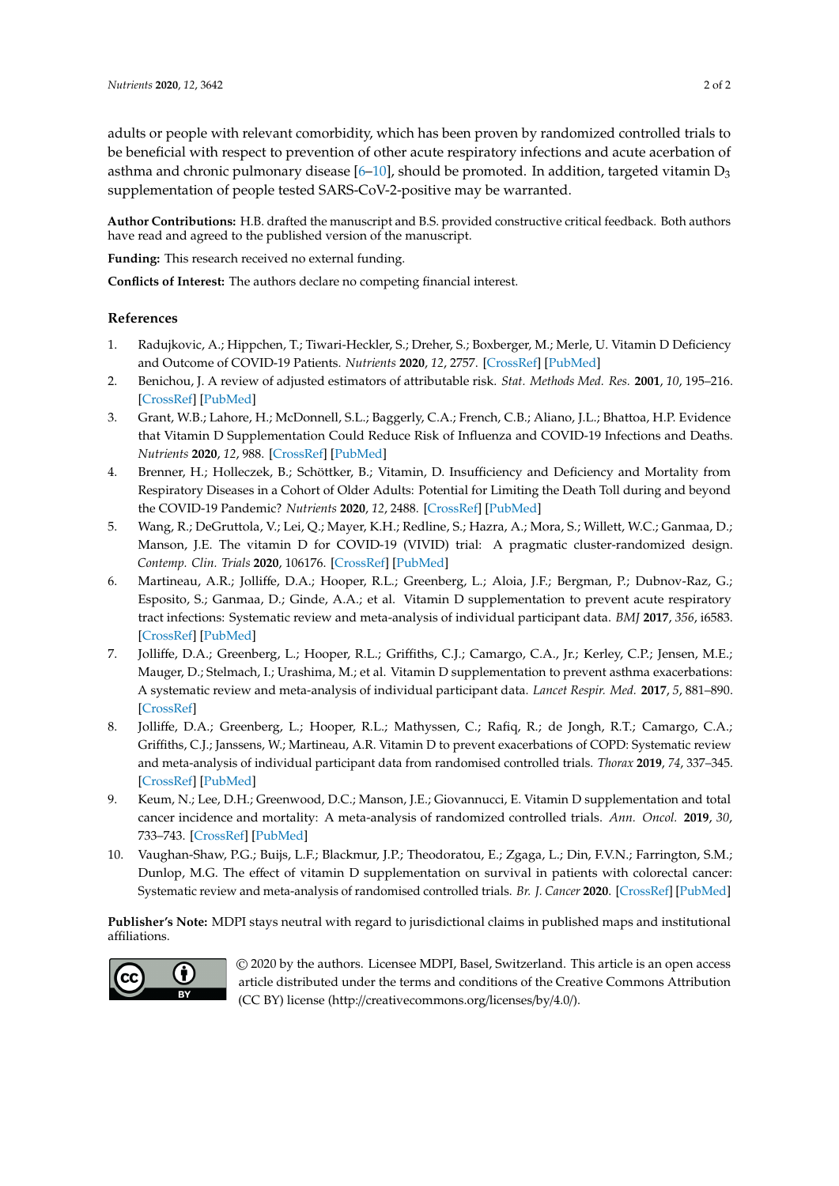adults or people with relevant comorbidity, which has been proven by randomized controlled trials to be beneficial with respect to prevention of other acute respiratory infections and acute acerbation of asthma and chronic pulmonary disease [6–10], should be promoted. In addition, targeted vitamin $D_3$ supplementation of people tested SARS-CoV-2-positive may be warranted.

**Author Contributions:** H.B. drafted the manuscript and B.S. provided constructive critical feedback. Both authors have read and agreed to the published version of the manuscript.

**Funding:** This research received no external funding.

**Conflicts of Interest:** The authors declare no competing financial interest.

## References

1. Radujkovic, A.; Hippchen, T.; Tiwari-Heckler, S.; Dreher, S.; Boxberger, M.; Merle, U. Vitamin D Deficiency and Outcome of COVID-19 Patients. *Nutrients* **2020**, *12*, 2757. [CrossRef] [PubMed]
2. Benichou, J. A review of adjusted estimators of attributable risk. *Stat. Methods Med. Res.* **2001**, *10*, 195–216. [CrossRef] [PubMed]
3. Grant, W.B.; Lahore, H.; McDonnell, S.L.; Baggerly, C.A.; French, C.B.; Aliano, J.L.; Bhattoa, H.P. Evidence that Vitamin D Supplementation Could Reduce Risk of Influenza and COVID-19 Infections and Deaths. *Nutrients* **2020**, *12*, 988. [CrossRef] [PubMed]
4. Brenner, H.; Holleczek, B.; Schöttker, B.; Vitamin, D. Insufficiency and Deficiency and Mortality from Respiratory Diseases in a Cohort of Older Adults: Potential for Limiting the Death Toll during and beyond the COVID-19 Pandemic? *Nutrients* **2020**, *12*, 2488. [CrossRef] [PubMed]
5. Wang, R.; DeGruttola, V.; Lei, Q.; Mayer, K.H.; Redline, S.; Hazra, A.; Mora, S.; Willett, W.C.; Ganmaa, D.; Manson, J.E. The vitamin D for COVID-19 (VIVID) trial: A pragmatic cluster-randomized design. *Contemp. Clin. Trials* **2020**, 106176. [CrossRef] [PubMed]
6. Martineau, A.R.; Jolliffe, D.A.; Hooper, R.L.; Greenberg, L.; Aloia, J.F.; Bergman, P.; Dubnov-Raz, G.; Esposito, S.; Ganmaa, D.; Ginde, A.A.; et al. Vitamin D supplementation to prevent acute respiratory tract infections: Systematic review and meta-analysis of individual participant data. *BMJ* **2017**, *356*, i6583. [CrossRef] [PubMed]
7. Jolliffe, D.A.; Greenberg, L.; Hooper, R.L.; Griffiths, C.J.; Camargo, C.A., Jr.; Kerley, C.P.; Jensen, M.E.; Mauger, D.; Stelmach, I.; Urashima, M.; et al. Vitamin D supplementation to prevent asthma exacerbations: A systematic review and meta-analysis of individual participant data. *Lancet Respir. Med.* **2017**, *5*, 881–890. [CrossRef]
8. Jolliffe, D.A.; Greenberg, L.; Hooper, R.L.; Mathyssen, C.; Rafiq, R.; de Jongh, R.T.; Camargo, C.A.; Griffiths, C.J.; Janssens, W.; Martineau, A.R. Vitamin D to prevent exacerbations of COPD: Systematic review and meta-analysis of individual participant data from randomised controlled trials. *Thorax* **2019**, *74*, 337–345. [CrossRef] [PubMed]
9. Keum, N.; Lee, D.H.; Greenwood, D.C.; Manson, J.E.; Giovannucci, E. Vitamin D supplementation and total cancer incidence and mortality: A meta-analysis of randomized controlled trials. *Ann. Oncol.* **2019**, *30*, 733–743. [CrossRef] [PubMed]
10. Vaughan-Shaw, P.G.; Buijs, L.F.; Blackmur, J.P.; Theodoratou, E.; Zgaga, L.; Din, F.V.N.; Farrington, S.M.; Dunlop, M.G. The effect of vitamin D supplementation on survival in patients with colorectal cancer: Systematic review and meta-analysis of randomised controlled trials. *Br. J. Cancer* **2020**. [CrossRef] [PubMed]

**Publisher's Note:** MDPI stays neutral with regard to jurisdictional claims in published maps and institutional affiliations.

© 2020 by the authors. Licensee MDPI, Basel, Switzerland. This article is an open access article distributed under the terms and conditions of the Creative Commons Attribution (CC BY) license (http://creativecommons.org/licenses/by/4.0/).